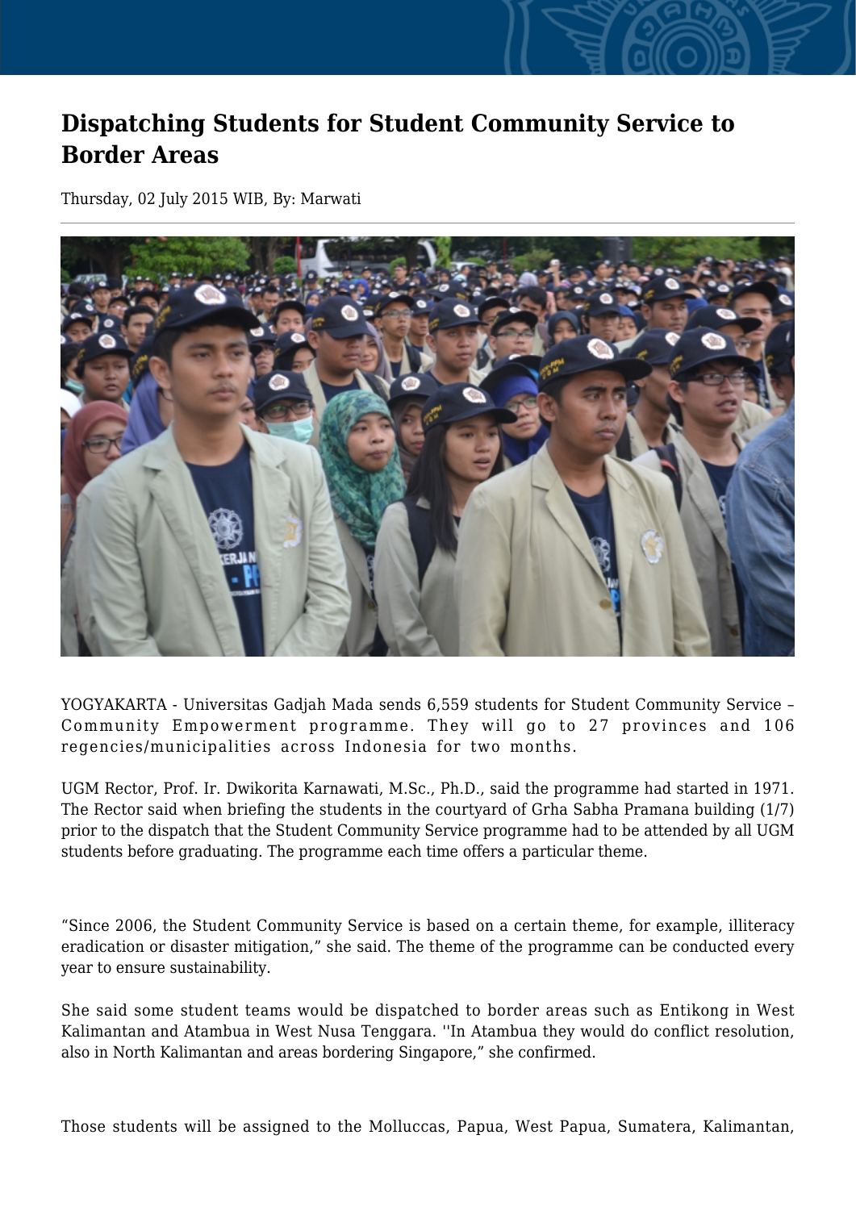# Dispatching Students for Student Community Service to Border Areas

Thursday, 02 July 2015 WIB, By: Marwati

YOGYAKARTA - Universitas Gadjah Mada sends 6,559 students for Student Community Service – Community Empowerment programme. They will go to 27 provinces and 106 regencies/municipalities across Indonesia for two months.

UGM Rector, Prof. Ir. Dwikorita Karnawati, M.Sc., Ph.D., said the programme had started in 1971. The Rector said when briefing the students in the courtyard of Grha Sabha Pramana building (1/7) prior to the dispatch that the Student Community Service programme had to be attended by all UGM students before graduating. The programme each time offers a particular theme.

“Since 2006, the Student Community Service is based on a certain theme, for example, illiteracy eradication or disaster mitigation,” she said. The theme of the programme can be conducted every year to ensure sustainability.

She said some student teams would be dispatched to border areas such as Entikong in West Kalimantan and Atambua in West Nusa Tenggara. ''In Atambua they would do conflict resolution, also in North Kalimantan and areas bordering Singapore,” she confirmed.

Those students will be assigned to the Molluccas, Papua, West Papua, Sumatera, Kalimantan,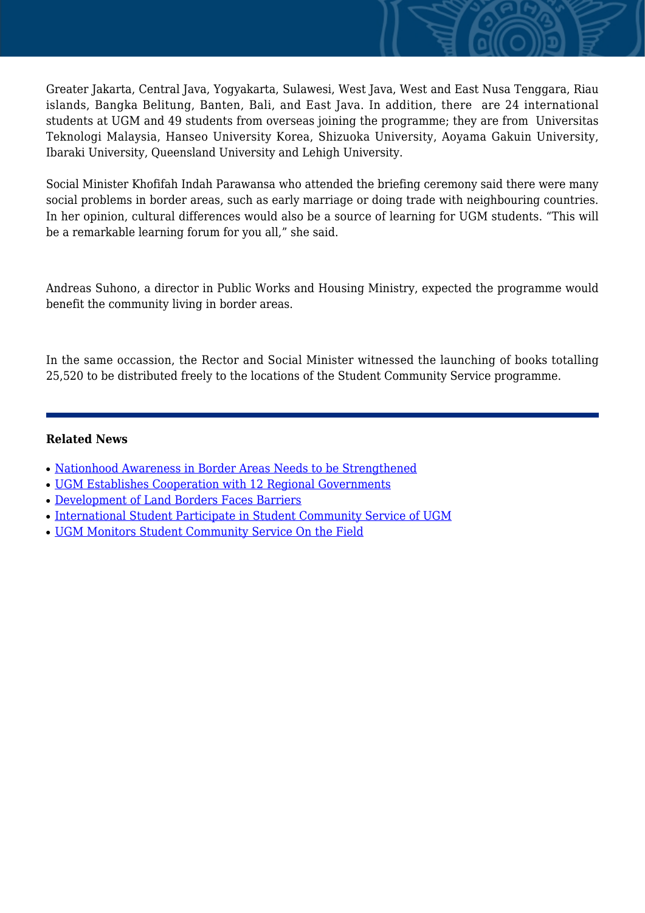Greater Jakarta, Central Java, Yogyakarta, Sulawesi, West Java, West and East Nusa Tenggara, Riau islands, Bangka Belitung, Banten, Bali, and East Java. In addition, there are 24 international students at UGM and 49 students from overseas joining the programme; they are from Universitas Teknologi Malaysia, Hanseo University Korea, Shizuoka University, Aoyama Gakuin University, Ibaraki University, Queensland University and Lehigh University.

Social Minister Khofifah Indah Parawansa who attended the briefing ceremony said there were many social problems in border areas, such as early marriage or doing trade with neighbouring countries. In her opinion, cultural differences would also be a source of learning for UGM students. “This will be a remarkable learning forum for you all,” she said.

Andreas Suhono, a director in Public Works and Housing Ministry, expected the programme would benefit the community living in border areas.

In the same occassion, the Rector and Social Minister witnessed the launching of books totalling 25,520 to be distributed freely to the locations of the Student Community Service programme.

---

**Related News**

- Nationhood Awareness in Border Areas Needs to be Strengthened
- UGM Establishes Cooperation with 12 Regional Governments
- Development of Land Borders Faces Barriers
- International Student Participate in Student Community Service of UGM
- UGM Monitors Student Community Service On the Field